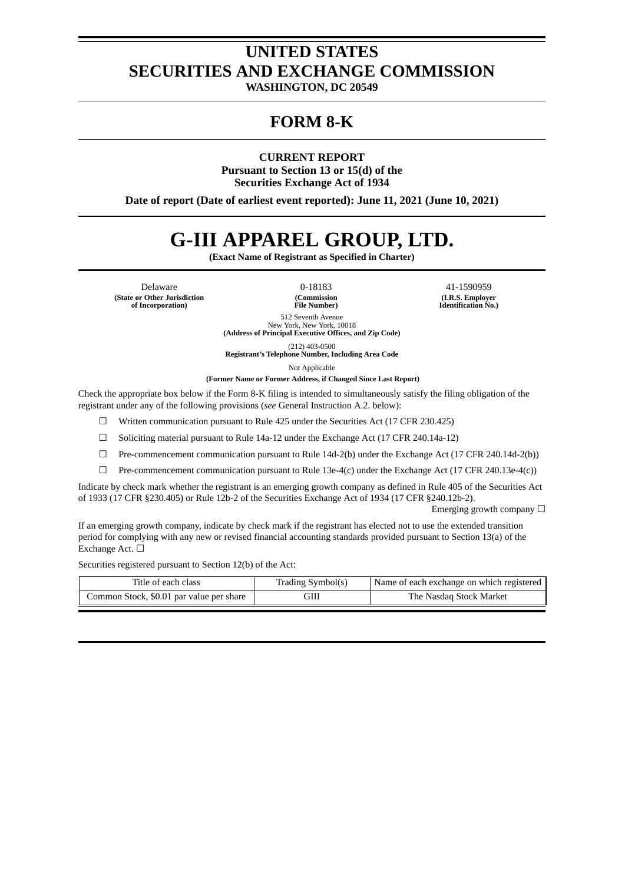# UNITED STATES
# SECURITIES AND EXCHANGE COMMISSION

**WASHINGTON, DC 20549**

# FORM 8-K

**CURRENT REPORT**
**Pursuant to Section 13 or 15(d) of the**
**Securities Exchange Act of 1934**

**Date of report (Date of earliest event reported): June 11, 2021 (June 10, 2021)**

# G-III APPAREL GROUP, LTD.

**(Exact Name of Registrant as Specified in Charter)**

| Delaware | 0-18183 | 41-1590959 |
|---|---|---|
| **(State or Other Jurisdiction of Incorporation)** | **(Commission File Number)** | **(I.R.S. Employer Identification No.)** |

512 Seventh Avenue
New York, New York, 10018
**(Address of Principal Executive Offices, and Zip Code)**

(212) 403-0500
**Registrant's Telephone Number, Including Area Code**

Not Applicable
**(Former Name or Former Address, if Changed Since Last Report)**

Check the appropriate box below if the Form 8-K filing is intended to simultaneously satisfy the filing obligation of the registrant under any of the following provisions (*see* General Instruction A.2. below):

☐ Written communication pursuant to Rule 425 under the Securities Act (17 CFR 230.425)

☐ Soliciting material pursuant to Rule 14a-12 under the Exchange Act (17 CFR 240.14a-12)

☐ Pre-commencement communication pursuant to Rule 14d-2(b) under the Exchange Act (17 CFR 240.14d-2(b))

☐ Pre-commencement communication pursuant to Rule 13e-4(c) under the Exchange Act (17 CFR 240.13e-4(c))

Indicate by check mark whether the registrant is an emerging growth company as defined in Rule 405 of the Securities Act of 1933 (17 CFR §230.405) or Rule 12b-2 of the Securities Exchange Act of 1934 (17 CFR §240.12b-2).

Emerging growth company ☐

If an emerging growth company, indicate by check mark if the registrant has elected not to use the extended transition period for complying with any new or revised financial accounting standards provided pursuant to Section 13(a) of the Exchange Act. ☐

Securities registered pursuant to Section 12(b) of the Act:

| Title of each class | Trading Symbol(s) | Name of each exchange on which registered |
|---|---|---|
| Common Stock, $0.01 par value per share | GIII | The Nasdaq Stock Market |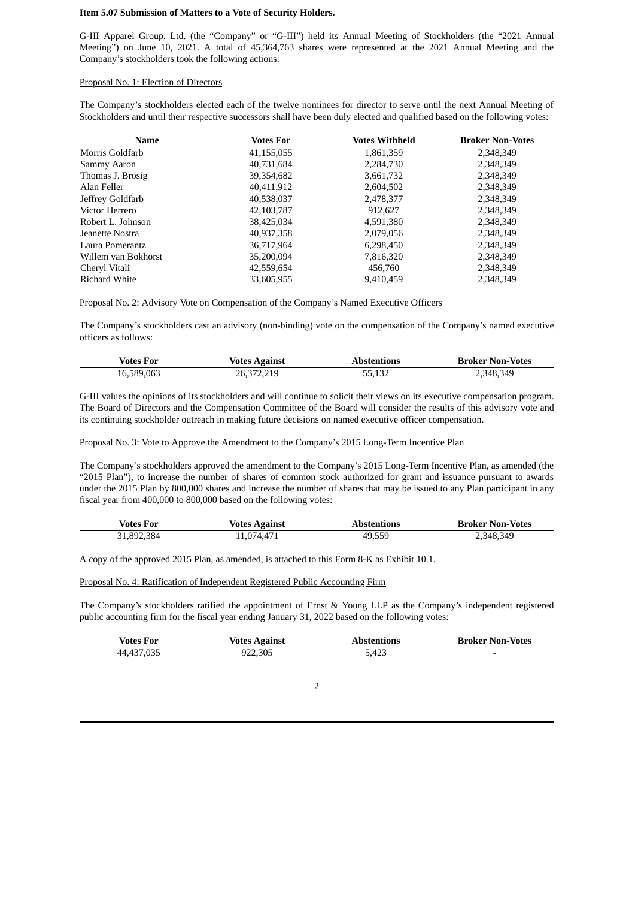**Item 5.07 Submission of Matters to a Vote of Security Holders.**

G-III Apparel Group, Ltd. (the "Company" or "G-III") held its Annual Meeting of Stockholders (the "2021 Annual Meeting") on June 10, 2021. A total of 45,364,763 shares were represented at the 2021 Annual Meeting and the Company's stockholders took the following actions:

Proposal No. 1: Election of Directors

The Company's stockholders elected each of the twelve nominees for director to serve until the next Annual Meeting of Stockholders and until their respective successors shall have been duly elected and qualified based on the following votes:

| Name | Votes For | Votes Withheld | Broker Non-Votes |
|---|---|---|---|
| Morris Goldfarb | 41,155,055 | 1,861,359 | 2,348,349 |
| Sammy Aaron | 40,731,684 | 2,284,730 | 2,348,349 |
| Thomas J. Brosig | 39,354,682 | 3,661,732 | 2,348,349 |
| Alan Feller | 40,411,912 | 2,604,502 | 2,348,349 |
| Jeffrey Goldfarb | 40,538,037 | 2,478,377 | 2,348,349 |
| Victor Herrero | 42,103,787 | 912,627 | 2,348,349 |
| Robert L. Johnson | 38,425,034 | 4,591,380 | 2,348,349 |
| Jeanette Nostra | 40,937,358 | 2,079,056 | 2,348,349 |
| Laura Pomerantz | 36,717,964 | 6,298,450 | 2,348,349 |
| Willem van Bokhorst | 35,200,094 | 7,816,320 | 2,348,349 |
| Cheryl Vitali | 42,559,654 | 456,760 | 2,348,349 |
| Richard White | 33,605,955 | 9,410,459 | 2,348,349 |

Proposal No. 2: Advisory Vote on Compensation of the Company's Named Executive Officers

The Company's stockholders cast an advisory (non-binding) vote on the compensation of the Company's named executive officers as follows:

| Votes For | Votes Against | Abstentions | Broker Non-Votes |
|---|---|---|---|
| 16,589,063 | 26,372,219 | 55,132 | 2,348,349 |

G-III values the opinions of its stockholders and will continue to solicit their views on its executive compensation program. The Board of Directors and the Compensation Committee of the Board will consider the results of this advisory vote and its continuing stockholder outreach in making future decisions on named executive officer compensation.

Proposal No. 3: Vote to Approve the Amendment to the Company's 2015 Long-Term Incentive Plan

The Company's stockholders approved the amendment to the Company's 2015 Long-Term Incentive Plan, as amended (the "2015 Plan"), to increase the number of shares of common stock authorized for grant and issuance pursuant to awards under the 2015 Plan by 800,000 shares and increase the number of shares that may be issued to any Plan participant in any fiscal year from 400,000 to 800,000 based on the following votes:

| Votes For | Votes Against | Abstentions | Broker Non-Votes |
|---|---|---|---|
| 31,892,384 | 11,074,471 | 49,559 | 2,348,349 |

A copy of the approved 2015 Plan, as amended, is attached to this Form 8-K as Exhibit 10.1.

Proposal No. 4: Ratification of Independent Registered Public Accounting Firm

The Company's stockholders ratified the appointment of Ernst & Young LLP as the Company's independent registered public accounting firm for the fiscal year ending January 31, 2022 based on the following votes:

| Votes For | Votes Against | Abstentions | Broker Non-Votes |
|---|---|---|---|
| 44,437,035 | 922,305 | 5,423 | - |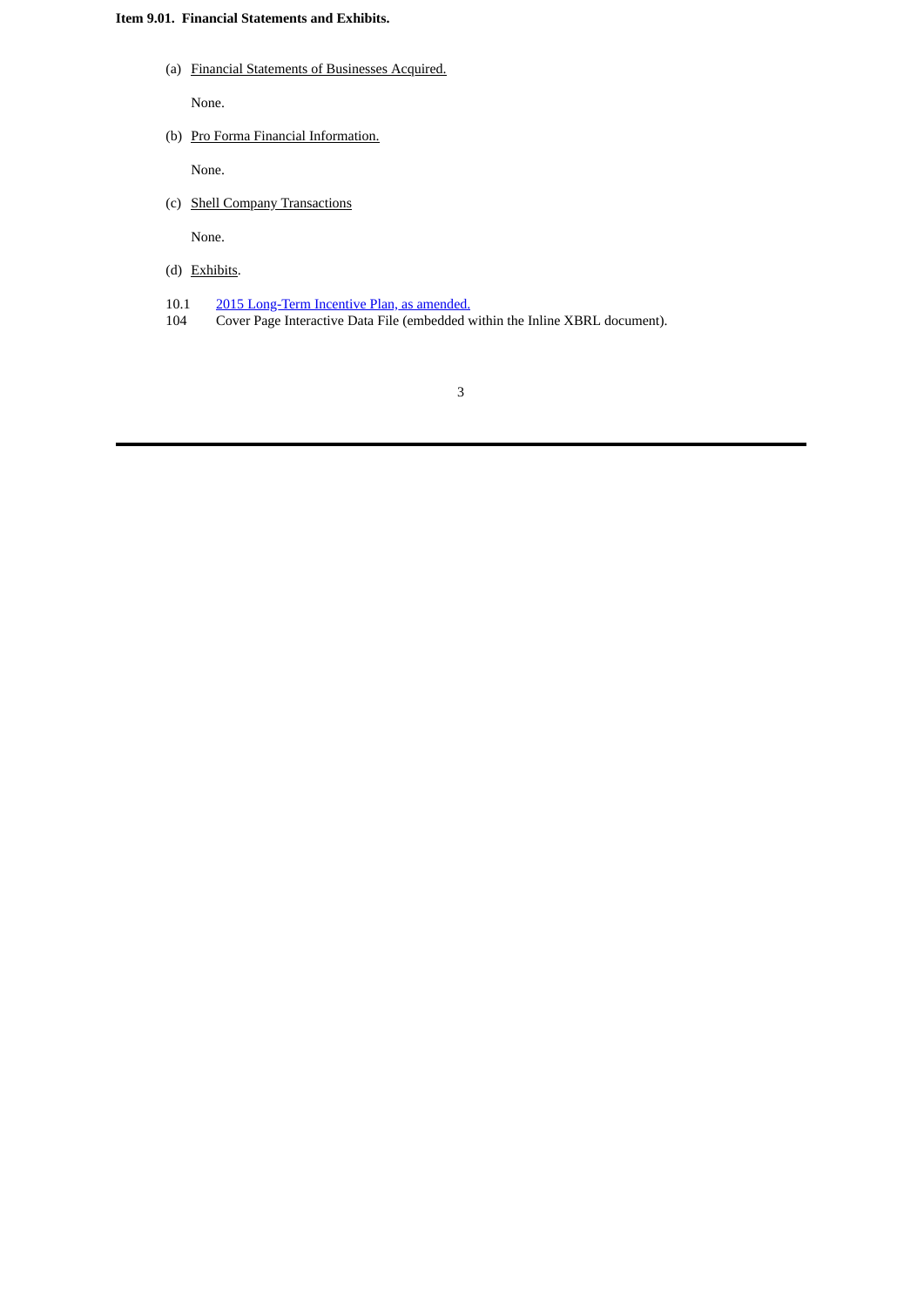**Item 9.01. Financial Statements and Exhibits.**

(a) Financial Statements of Businesses Acquired.

None.

(b) Pro Forma Financial Information.

None.

(c) Shell Company Transactions

None.

(d) Exhibits.

| | |
|---|---|
| 10.1 | 2015 Long-Term Incentive Plan, as amended. |
| 104 | Cover Page Interactive Data File (embedded within the Inline XBRL document). |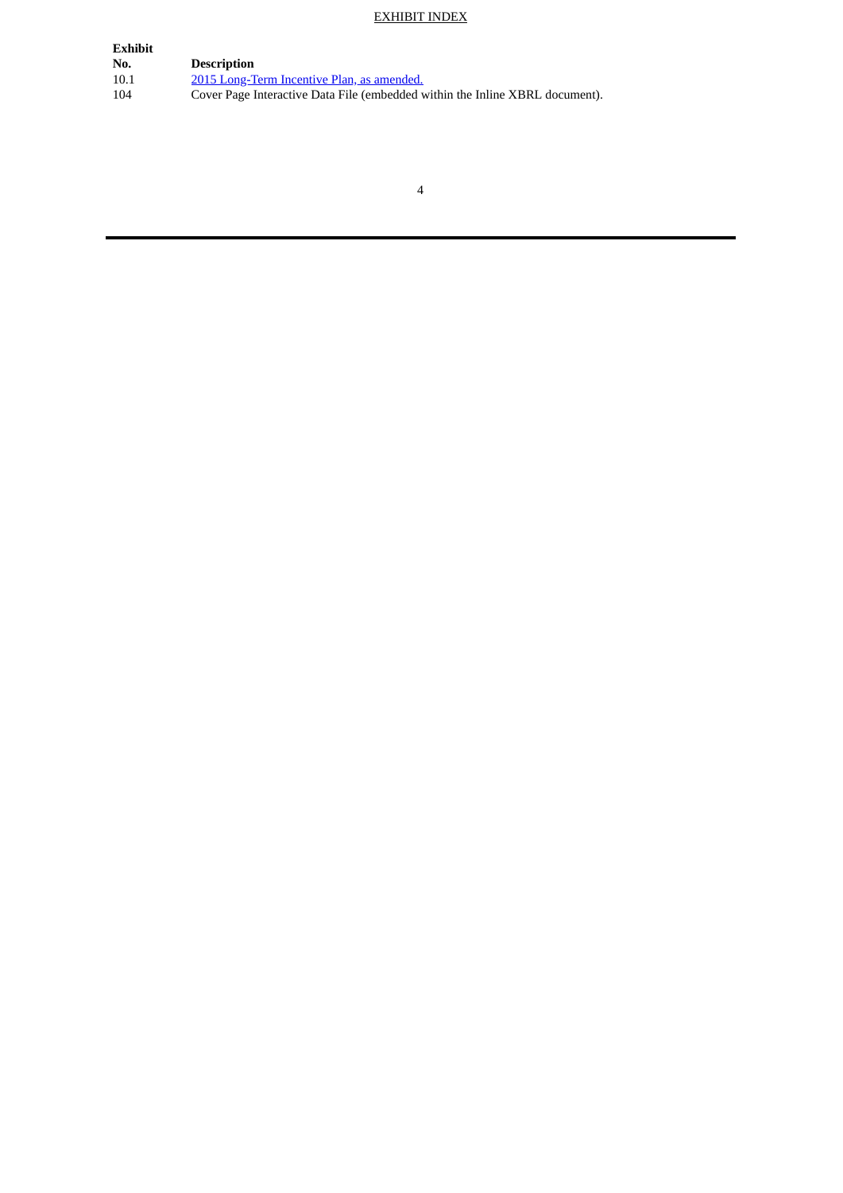EXHIBIT INDEX

| Exhibit No. | Description |
| --- | --- |
| 10.1 | 2015 Long-Term Incentive Plan, as amended. |
| 104 | Cover Page Interactive Data File (embedded within the Inline XBRL document). |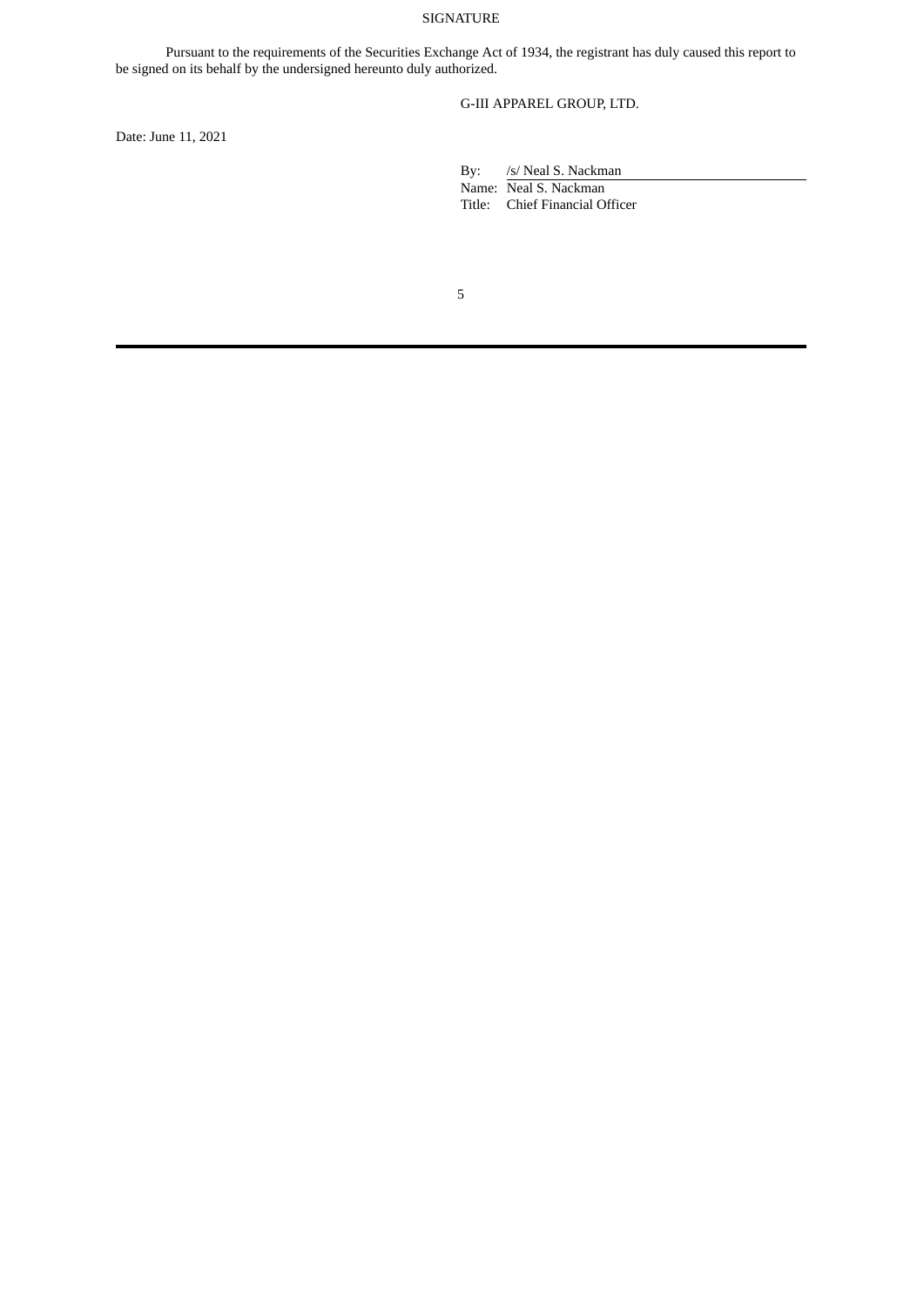SIGNATURE

Pursuant to the requirements of the Securities Exchange Act of 1934, the registrant has duly caused this report to be signed on its behalf by the undersigned hereunto duly authorized.

G-III APPAREL GROUP, LTD.

Date: June 11, 2021

By: /s/ Neal S. Nackman

Name: Neal S. Nackman

Title: Chief Financial Officer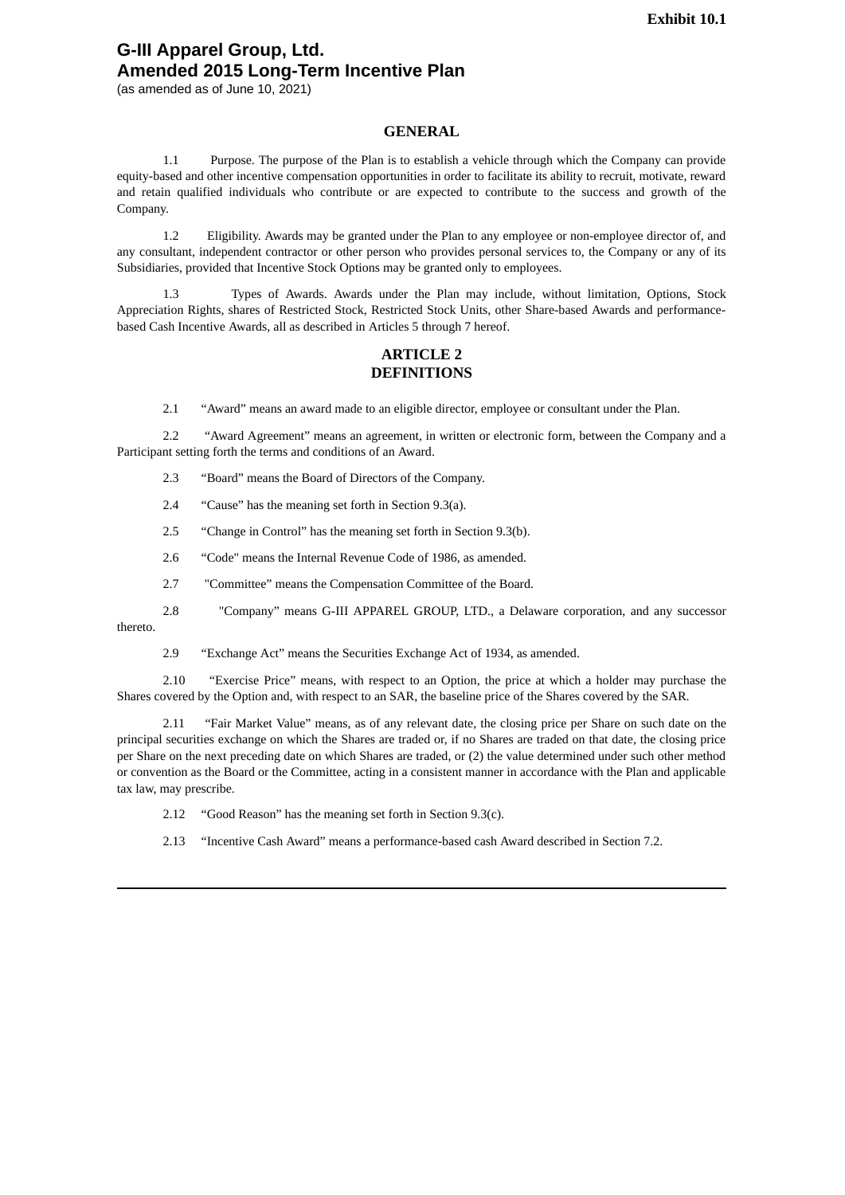**Exhibit 10.1**

# G-III Apparel Group, Ltd.
# Amended 2015 Long-Term Incentive Plan

(as amended as of June 10, 2021)

## GENERAL

1.1 Purpose. The purpose of the Plan is to establish a vehicle through which the Company can provide equity-based and other incentive compensation opportunities in order to facilitate its ability to recruit, motivate, reward and retain qualified individuals who contribute or are expected to contribute to the success and growth of the Company.

1.2 Eligibility. Awards may be granted under the Plan to any employee or non-employee director of, and any consultant, independent contractor or other person who provides personal services to, the Company or any of its Subsidiaries, provided that Incentive Stock Options may be granted only to employees.

1.3 Types of Awards. Awards under the Plan may include, without limitation, Options, Stock Appreciation Rights, shares of Restricted Stock, Restricted Stock Units, other Share-based Awards and performance-based Cash Incentive Awards, all as described in Articles 5 through 7 hereof.

## ARTICLE 2
## DEFINITIONS

2.1 "Award" means an award made to an eligible director, employee or consultant under the Plan.

2.2 "Award Agreement" means an agreement, in written or electronic form, between the Company and a Participant setting forth the terms and conditions of an Award.

2.3 "Board" means the Board of Directors of the Company.

2.4 "Cause" has the meaning set forth in Section 9.3(a).

2.5 "Change in Control" has the meaning set forth in Section 9.3(b).

2.6 "Code" means the Internal Revenue Code of 1986, as amended.

2.7 "Committee" means the Compensation Committee of the Board.

2.8 "Company" means G-III APPAREL GROUP, LTD., a Delaware corporation, and any successor thereto.

2.9 "Exchange Act" means the Securities Exchange Act of 1934, as amended.

2.10 "Exercise Price" means, with respect to an Option, the price at which a holder may purchase the Shares covered by the Option and, with respect to an SAR, the baseline price of the Shares covered by the SAR.

2.11 "Fair Market Value" means, as of any relevant date, the closing price per Share on such date on the principal securities exchange on which the Shares are traded or, if no Shares are traded on that date, the closing price per Share on the next preceding date on which Shares are traded, or (2) the value determined under such other method or convention as the Board or the Committee, acting in a consistent manner in accordance with the Plan and applicable tax law, may prescribe.

2.12 "Good Reason" has the meaning set forth in Section 9.3(c).

2.13 "Incentive Cash Award" means a performance-based cash Award described in Section 7.2.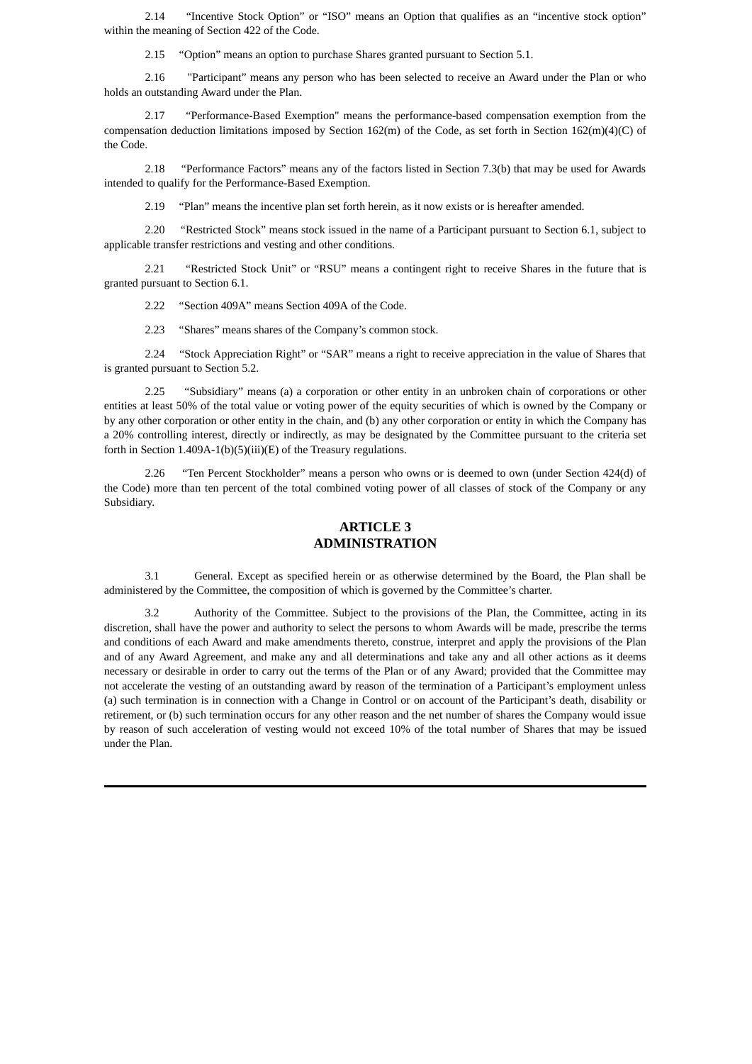2.14 "Incentive Stock Option" or "ISO" means an Option that qualifies as an "incentive stock option" within the meaning of Section 422 of the Code.

2.15 "Option" means an option to purchase Shares granted pursuant to Section 5.1.

2.16 "Participant" means any person who has been selected to receive an Award under the Plan or who holds an outstanding Award under the Plan.

2.17 "Performance-Based Exemption" means the performance-based compensation exemption from the compensation deduction limitations imposed by Section 162(m) of the Code, as set forth in Section 162(m)(4)(C) of the Code.

2.18 "Performance Factors" means any of the factors listed in Section 7.3(b) that may be used for Awards intended to qualify for the Performance-Based Exemption.

2.19 "Plan" means the incentive plan set forth herein, as it now exists or is hereafter amended.

2.20 "Restricted Stock" means stock issued in the name of a Participant pursuant to Section 6.1, subject to applicable transfer restrictions and vesting and other conditions.

2.21 "Restricted Stock Unit" or "RSU" means a contingent right to receive Shares in the future that is granted pursuant to Section 6.1.

2.22 "Section 409A" means Section 409A of the Code.

2.23 "Shares" means shares of the Company's common stock.

2.24 "Stock Appreciation Right" or "SAR" means a right to receive appreciation in the value of Shares that is granted pursuant to Section 5.2.

2.25 "Subsidiary" means (a) a corporation or other entity in an unbroken chain of corporations or other entities at least 50% of the total value or voting power of the equity securities of which is owned by the Company or by any other corporation or other entity in the chain, and (b) any other corporation or entity in which the Company has a 20% controlling interest, directly or indirectly, as may be designated by the Committee pursuant to the criteria set forth in Section 1.409A-1(b)(5)(iii)(E) of the Treasury regulations.

2.26 "Ten Percent Stockholder" means a person who owns or is deemed to own (under Section 424(d) of the Code) more than ten percent of the total combined voting power of all classes of stock of the Company or any Subsidiary.

## ARTICLE 3
## ADMINISTRATION

3.1 General. Except as specified herein or as otherwise determined by the Board, the Plan shall be administered by the Committee, the composition of which is governed by the Committee's charter.

3.2 Authority of the Committee. Subject to the provisions of the Plan, the Committee, acting in its discretion, shall have the power and authority to select the persons to whom Awards will be made, prescribe the terms and conditions of each Award and make amendments thereto, construe, interpret and apply the provisions of the Plan and of any Award Agreement, and make any and all determinations and take any and all other actions as it deems necessary or desirable in order to carry out the terms of the Plan or of any Award; provided that the Committee may not accelerate the vesting of an outstanding award by reason of the termination of a Participant's employment unless (a) such termination is in connection with a Change in Control or on account of the Participant's death, disability or retirement, or (b) such termination occurs for any other reason and the net number of shares the Company would issue by reason of such acceleration of vesting would not exceed 10% of the total number of Shares that may be issued under the Plan.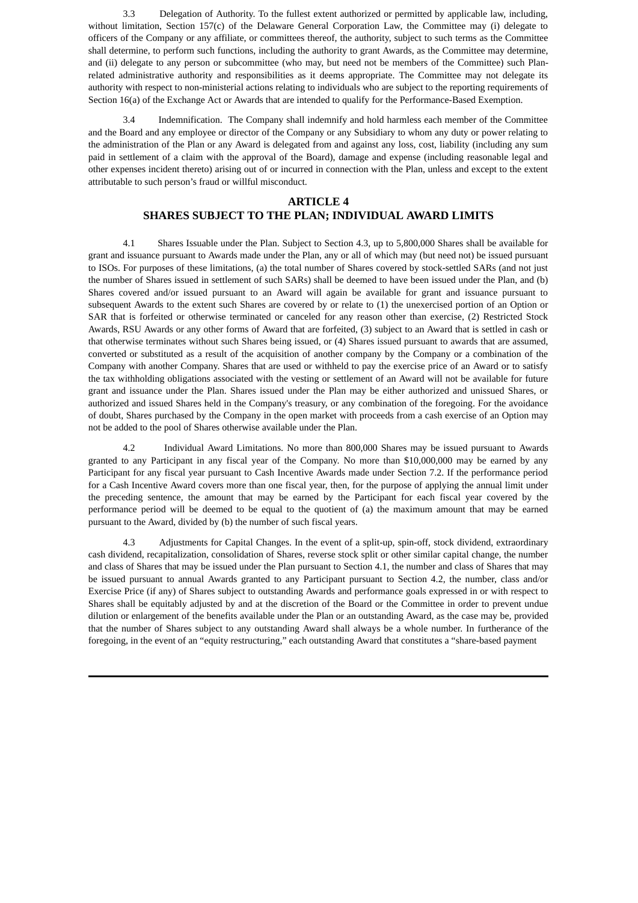3.3 Delegation of Authority. To the fullest extent authorized or permitted by applicable law, including, without limitation, Section 157(c) of the Delaware General Corporation Law, the Committee may (i) delegate to officers of the Company or any affiliate, or committees thereof, the authority, subject to such terms as the Committee shall determine, to perform such functions, including the authority to grant Awards, as the Committee may determine, and (ii) delegate to any person or subcommittee (who may, but need not be members of the Committee) such Plan-related administrative authority and responsibilities as it deems appropriate. The Committee may not delegate its authority with respect to non-ministerial actions relating to individuals who are subject to the reporting requirements of Section 16(a) of the Exchange Act or Awards that are intended to qualify for the Performance-Based Exemption.

3.4 Indemnification. The Company shall indemnify and hold harmless each member of the Committee and the Board and any employee or director of the Company or any Subsidiary to whom any duty or power relating to the administration of the Plan or any Award is delegated from and against any loss, cost, liability (including any sum paid in settlement of a claim with the approval of the Board), damage and expense (including reasonable legal and other expenses incident thereto) arising out of or incurred in connection with the Plan, unless and except to the extent attributable to such person's fraud or willful misconduct.

## ARTICLE 4
## SHARES SUBJECT TO THE PLAN; INDIVIDUAL AWARD LIMITS

4.1 Shares Issuable under the Plan. Subject to Section 4.3, up to 5,800,000 Shares shall be available for grant and issuance pursuant to Awards made under the Plan, any or all of which may (but need not) be issued pursuant to ISOs. For purposes of these limitations, (a) the total number of Shares covered by stock-settled SARs (and not just the number of Shares issued in settlement of such SARs) shall be deemed to have been issued under the Plan, and (b) Shares covered and/or issued pursuant to an Award will again be available for grant and issuance pursuant to subsequent Awards to the extent such Shares are covered by or relate to (1) the unexercised portion of an Option or SAR that is forfeited or otherwise terminated or canceled for any reason other than exercise, (2) Restricted Stock Awards, RSU Awards or any other forms of Award that are forfeited, (3) subject to an Award that is settled in cash or that otherwise terminates without such Shares being issued, or (4) Shares issued pursuant to awards that are assumed, converted or substituted as a result of the acquisition of another company by the Company or a combination of the Company with another Company. Shares that are used or withheld to pay the exercise price of an Award or to satisfy the tax withholding obligations associated with the vesting or settlement of an Award will not be available for future grant and issuance under the Plan. Shares issued under the Plan may be either authorized and unissued Shares, or authorized and issued Shares held in the Company's treasury, or any combination of the foregoing. For the avoidance of doubt, Shares purchased by the Company in the open market with proceeds from a cash exercise of an Option may not be added to the pool of Shares otherwise available under the Plan.

4.2 Individual Award Limitations. No more than 800,000 Shares may be issued pursuant to Awards granted to any Participant in any fiscal year of the Company. No more than $10,000,000 may be earned by any Participant for any fiscal year pursuant to Cash Incentive Awards made under Section 7.2. If the performance period for a Cash Incentive Award covers more than one fiscal year, then, for the purpose of applying the annual limit under the preceding sentence, the amount that may be earned by the Participant for each fiscal year covered by the performance period will be deemed to be equal to the quotient of (a) the maximum amount that may be earned pursuant to the Award, divided by (b) the number of such fiscal years.

4.3 Adjustments for Capital Changes. In the event of a split-up, spin-off, stock dividend, extraordinary cash dividend, recapitalization, consolidation of Shares, reverse stock split or other similar capital change, the number and class of Shares that may be issued under the Plan pursuant to Section 4.1, the number and class of Shares that may be issued pursuant to annual Awards granted to any Participant pursuant to Section 4.2, the number, class and/or Exercise Price (if any) of Shares subject to outstanding Awards and performance goals expressed in or with respect to Shares shall be equitably adjusted by and at the discretion of the Board or the Committee in order to prevent undue dilution or enlargement of the benefits available under the Plan or an outstanding Award, as the case may be, provided that the number of Shares subject to any outstanding Award shall always be a whole number. In furtherance of the foregoing, in the event of an "equity restructuring," each outstanding Award that constitutes a "share-based payment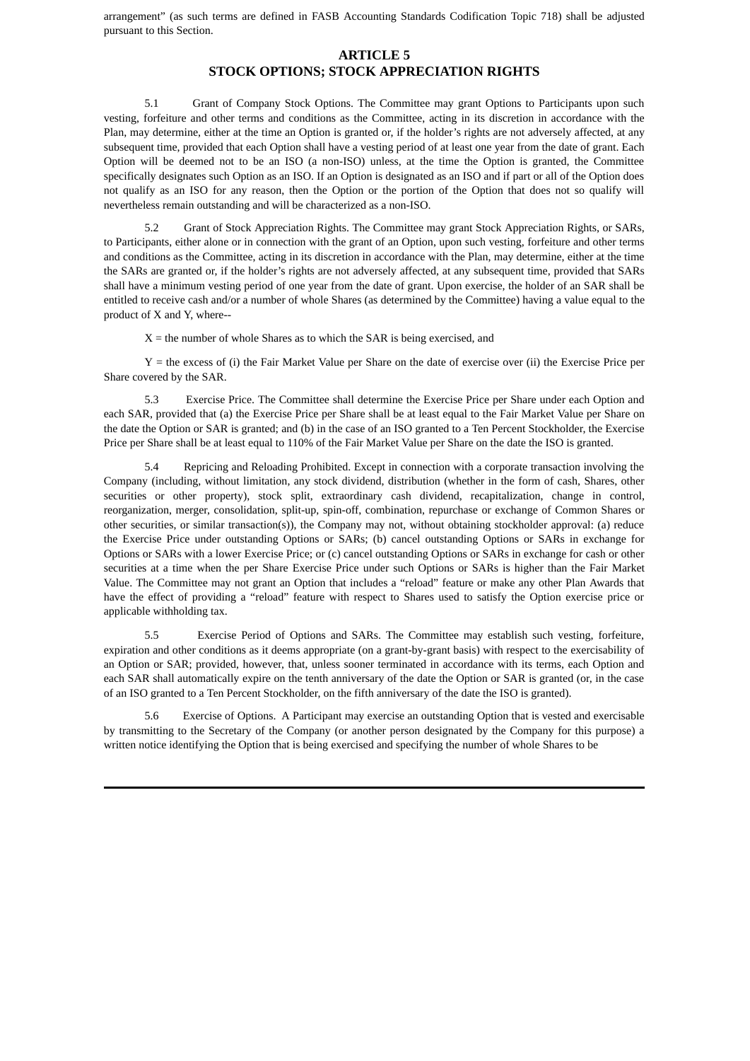arrangement" (as such terms are defined in FASB Accounting Standards Codification Topic 718) shall be adjusted pursuant to this Section.

## ARTICLE 5
## STOCK OPTIONS; STOCK APPRECIATION RIGHTS

5.1 Grant of Company Stock Options. The Committee may grant Options to Participants upon such vesting, forfeiture and other terms and conditions as the Committee, acting in its discretion in accordance with the Plan, may determine, either at the time an Option is granted or, if the holder's rights are not adversely affected, at any subsequent time, provided that each Option shall have a vesting period of at least one year from the date of grant. Each Option will be deemed not to be an ISO (a non-ISO) unless, at the time the Option is granted, the Committee specifically designates such Option as an ISO. If an Option is designated as an ISO and if part or all of the Option does not qualify as an ISO for any reason, then the Option or the portion of the Option that does not so qualify will nevertheless remain outstanding and will be characterized as a non-ISO.

5.2 Grant of Stock Appreciation Rights. The Committee may grant Stock Appreciation Rights, or SARs, to Participants, either alone or in connection with the grant of an Option, upon such vesting, forfeiture and other terms and conditions as the Committee, acting in its discretion in accordance with the Plan, may determine, either at the time the SARs are granted or, if the holder's rights are not adversely affected, at any subsequent time, provided that SARs shall have a minimum vesting period of one year from the date of grant. Upon exercise, the holder of an SAR shall be entitled to receive cash and/or a number of whole Shares (as determined by the Committee) having a value equal to the product of X and Y, where--

X = the number of whole Shares as to which the SAR is being exercised, and

Y = the excess of (i) the Fair Market Value per Share on the date of exercise over (ii) the Exercise Price per Share covered by the SAR.

5.3 Exercise Price. The Committee shall determine the Exercise Price per Share under each Option and each SAR, provided that (a) the Exercise Price per Share shall be at least equal to the Fair Market Value per Share on the date the Option or SAR is granted; and (b) in the case of an ISO granted to a Ten Percent Stockholder, the Exercise Price per Share shall be at least equal to 110% of the Fair Market Value per Share on the date the ISO is granted.

5.4 Repricing and Reloading Prohibited. Except in connection with a corporate transaction involving the Company (including, without limitation, any stock dividend, distribution (whether in the form of cash, Shares, other securities or other property), stock split, extraordinary cash dividend, recapitalization, change in control, reorganization, merger, consolidation, split-up, spin-off, combination, repurchase or exchange of Common Shares or other securities, or similar transaction(s)), the Company may not, without obtaining stockholder approval: (a) reduce the Exercise Price under outstanding Options or SARs; (b) cancel outstanding Options or SARs in exchange for Options or SARs with a lower Exercise Price; or (c) cancel outstanding Options or SARs in exchange for cash or other securities at a time when the per Share Exercise Price under such Options or SARs is higher than the Fair Market Value. The Committee may not grant an Option that includes a "reload" feature or make any other Plan Awards that have the effect of providing a "reload" feature with respect to Shares used to satisfy the Option exercise price or applicable withholding tax.

5.5 Exercise Period of Options and SARs. The Committee may establish such vesting, forfeiture, expiration and other conditions as it deems appropriate (on a grant-by-grant basis) with respect to the exercisability of an Option or SAR; provided, however, that, unless sooner terminated in accordance with its terms, each Option and each SAR shall automatically expire on the tenth anniversary of the date the Option or SAR is granted (or, in the case of an ISO granted to a Ten Percent Stockholder, on the fifth anniversary of the date the ISO is granted).

5.6 Exercise of Options. A Participant may exercise an outstanding Option that is vested and exercisable by transmitting to the Secretary of the Company (or another person designated by the Company for this purpose) a written notice identifying the Option that is being exercised and specifying the number of whole Shares to be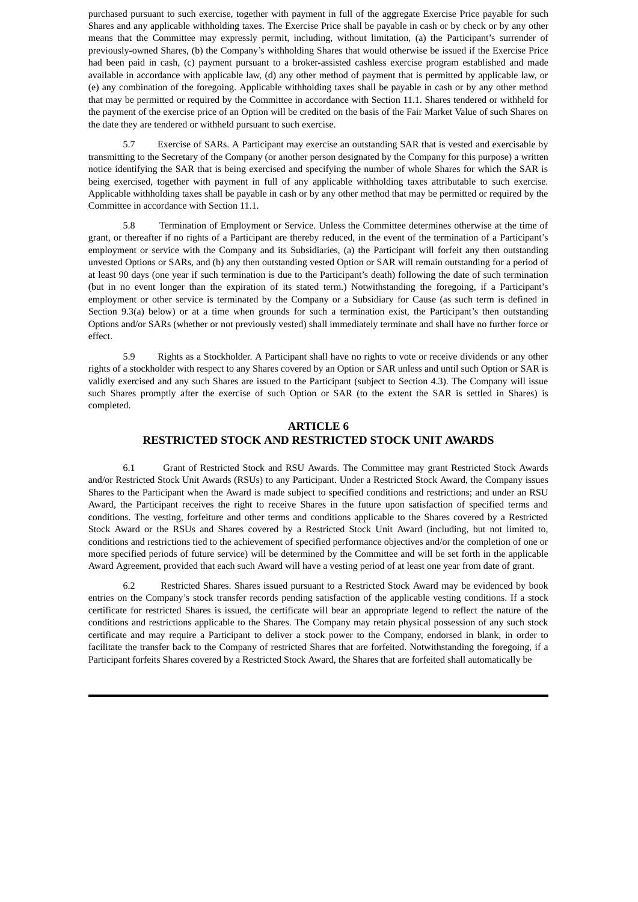purchased pursuant to such exercise, together with payment in full of the aggregate Exercise Price payable for such Shares and any applicable withholding taxes. The Exercise Price shall be payable in cash or by check or by any other means that the Committee may expressly permit, including, without limitation, (a) the Participant's surrender of previously-owned Shares, (b) the Company's withholding Shares that would otherwise be issued if the Exercise Price had been paid in cash, (c) payment pursuant to a broker-assisted cashless exercise program established and made available in accordance with applicable law, (d) any other method of payment that is permitted by applicable law, or (e) any combination of the foregoing. Applicable withholding taxes shall be payable in cash or by any other method that may be permitted or required by the Committee in accordance with Section 11.1. Shares tendered or withheld for the payment of the exercise price of an Option will be credited on the basis of the Fair Market Value of such Shares on the date they are tendered or withheld pursuant to such exercise.

5.7 Exercise of SARs. A Participant may exercise an outstanding SAR that is vested and exercisable by transmitting to the Secretary of the Company (or another person designated by the Company for this purpose) a written notice identifying the SAR that is being exercised and specifying the number of whole Shares for which the SAR is being exercised, together with payment in full of any applicable withholding taxes attributable to such exercise. Applicable withholding taxes shall be payable in cash or by any other method that may be permitted or required by the Committee in accordance with Section 11.1.

5.8 Termination of Employment or Service. Unless the Committee determines otherwise at the time of grant, or thereafter if no rights of a Participant are thereby reduced, in the event of the termination of a Participant's employment or service with the Company and its Subsidiaries, (a) the Participant will forfeit any then outstanding unvested Options or SARs, and (b) any then outstanding vested Option or SAR will remain outstanding for a period of at least 90 days (one year if such termination is due to the Participant's death) following the date of such termination (but in no event longer than the expiration of its stated term.) Notwithstanding the foregoing, if a Participant's employment or other service is terminated by the Company or a Subsidiary for Cause (as such term is defined in Section 9.3(a) below) or at a time when grounds for such a termination exist, the Participant's then outstanding Options and/or SARs (whether or not previously vested) shall immediately terminate and shall have no further force or effect.

5.9 Rights as a Stockholder. A Participant shall have no rights to vote or receive dividends or any other rights of a stockholder with respect to any Shares covered by an Option or SAR unless and until such Option or SAR is validly exercised and any such Shares are issued to the Participant (subject to Section 4.3). The Company will issue such Shares promptly after the exercise of such Option or SAR (to the extent the SAR is settled in Shares) is completed.

## ARTICLE 6
## RESTRICTED STOCK AND RESTRICTED STOCK UNIT AWARDS

6.1 Grant of Restricted Stock and RSU Awards. The Committee may grant Restricted Stock Awards and/or Restricted Stock Unit Awards (RSUs) to any Participant. Under a Restricted Stock Award, the Company issues Shares to the Participant when the Award is made subject to specified conditions and restrictions; and under an RSU Award, the Participant receives the right to receive Shares in the future upon satisfaction of specified terms and conditions. The vesting, forfeiture and other terms and conditions applicable to the Shares covered by a Restricted Stock Award or the RSUs and Shares covered by a Restricted Stock Unit Award (including, but not limited to, conditions and restrictions tied to the achievement of specified performance objectives and/or the completion of one or more specified periods of future service) will be determined by the Committee and will be set forth in the applicable Award Agreement, provided that each such Award will have a vesting period of at least one year from date of grant.

6.2 Restricted Shares. Shares issued pursuant to a Restricted Stock Award may be evidenced by book entries on the Company's stock transfer records pending satisfaction of the applicable vesting conditions. If a stock certificate for restricted Shares is issued, the certificate will bear an appropriate legend to reflect the nature of the conditions and restrictions applicable to the Shares. The Company may retain physical possession of any such stock certificate and may require a Participant to deliver a stock power to the Company, endorsed in blank, in order to facilitate the transfer back to the Company of restricted Shares that are forfeited. Notwithstanding the foregoing, if a Participant forfeits Shares covered by a Restricted Stock Award, the Shares that are forfeited shall automatically be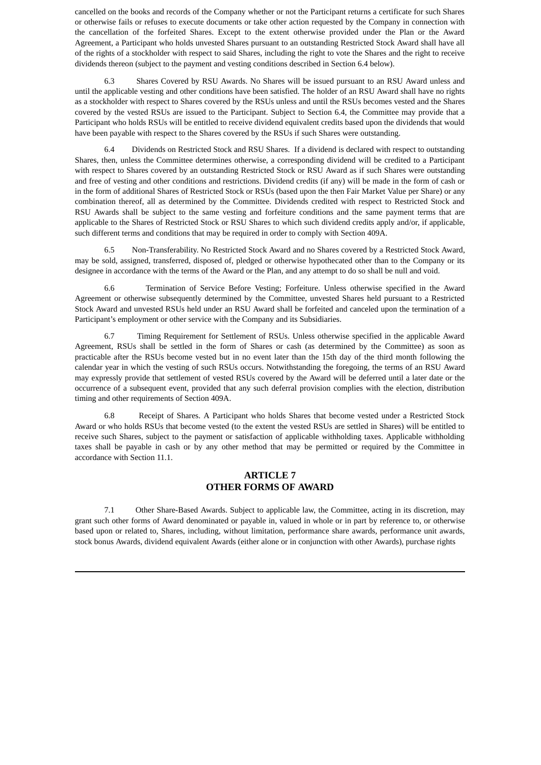cancelled on the books and records of the Company whether or not the Participant returns a certificate for such Shares or otherwise fails or refuses to execute documents or take other action requested by the Company in connection with the cancellation of the forfeited Shares. Except to the extent otherwise provided under the Plan or the Award Agreement, a Participant who holds unvested Shares pursuant to an outstanding Restricted Stock Award shall have all of the rights of a stockholder with respect to said Shares, including the right to vote the Shares and the right to receive dividends thereon (subject to the payment and vesting conditions described in Section 6.4 below).

6.3 Shares Covered by RSU Awards. No Shares will be issued pursuant to an RSU Award unless and until the applicable vesting and other conditions have been satisfied. The holder of an RSU Award shall have no rights as a stockholder with respect to Shares covered by the RSUs unless and until the RSUs becomes vested and the Shares covered by the vested RSUs are issued to the Participant. Subject to Section 6.4, the Committee may provide that a Participant who holds RSUs will be entitled to receive dividend equivalent credits based upon the dividends that would have been payable with respect to the Shares covered by the RSUs if such Shares were outstanding.

6.4 Dividends on Restricted Stock and RSU Shares. If a dividend is declared with respect to outstanding Shares, then, unless the Committee determines otherwise, a corresponding dividend will be credited to a Participant with respect to Shares covered by an outstanding Restricted Stock or RSU Award as if such Shares were outstanding and free of vesting and other conditions and restrictions. Dividend credits (if any) will be made in the form of cash or in the form of additional Shares of Restricted Stock or RSUs (based upon the then Fair Market Value per Share) or any combination thereof, all as determined by the Committee. Dividends credited with respect to Restricted Stock and RSU Awards shall be subject to the same vesting and forfeiture conditions and the same payment terms that are applicable to the Shares of Restricted Stock or RSU Shares to which such dividend credits apply and/or, if applicable, such different terms and conditions that may be required in order to comply with Section 409A.

6.5 Non-Transferability. No Restricted Stock Award and no Shares covered by a Restricted Stock Award, may be sold, assigned, transferred, disposed of, pledged or otherwise hypothecated other than to the Company or its designee in accordance with the terms of the Award or the Plan, and any attempt to do so shall be null and void.

6.6 Termination of Service Before Vesting; Forfeiture. Unless otherwise specified in the Award Agreement or otherwise subsequently determined by the Committee, unvested Shares held pursuant to a Restricted Stock Award and unvested RSUs held under an RSU Award shall be forfeited and canceled upon the termination of a Participant's employment or other service with the Company and its Subsidiaries.

6.7 Timing Requirement for Settlement of RSUs. Unless otherwise specified in the applicable Award Agreement, RSUs shall be settled in the form of Shares or cash (as determined by the Committee) as soon as practicable after the RSUs become vested but in no event later than the 15th day of the third month following the calendar year in which the vesting of such RSUs occurs. Notwithstanding the foregoing, the terms of an RSU Award may expressly provide that settlement of vested RSUs covered by the Award will be deferred until a later date or the occurrence of a subsequent event, provided that any such deferral provision complies with the election, distribution timing and other requirements of Section 409A.

6.8 Receipt of Shares. A Participant who holds Shares that become vested under a Restricted Stock Award or who holds RSUs that become vested (to the extent the vested RSUs are settled in Shares) will be entitled to receive such Shares, subject to the payment or satisfaction of applicable withholding taxes. Applicable withholding taxes shall be payable in cash or by any other method that may be permitted or required by the Committee in accordance with Section 11.1.

## ARTICLE 7
## OTHER FORMS OF AWARD

7.1 Other Share-Based Awards. Subject to applicable law, the Committee, acting in its discretion, may grant such other forms of Award denominated or payable in, valued in whole or in part by reference to, or otherwise based upon or related to, Shares, including, without limitation, performance share awards, performance unit awards, stock bonus Awards, dividend equivalent Awards (either alone or in conjunction with other Awards), purchase rights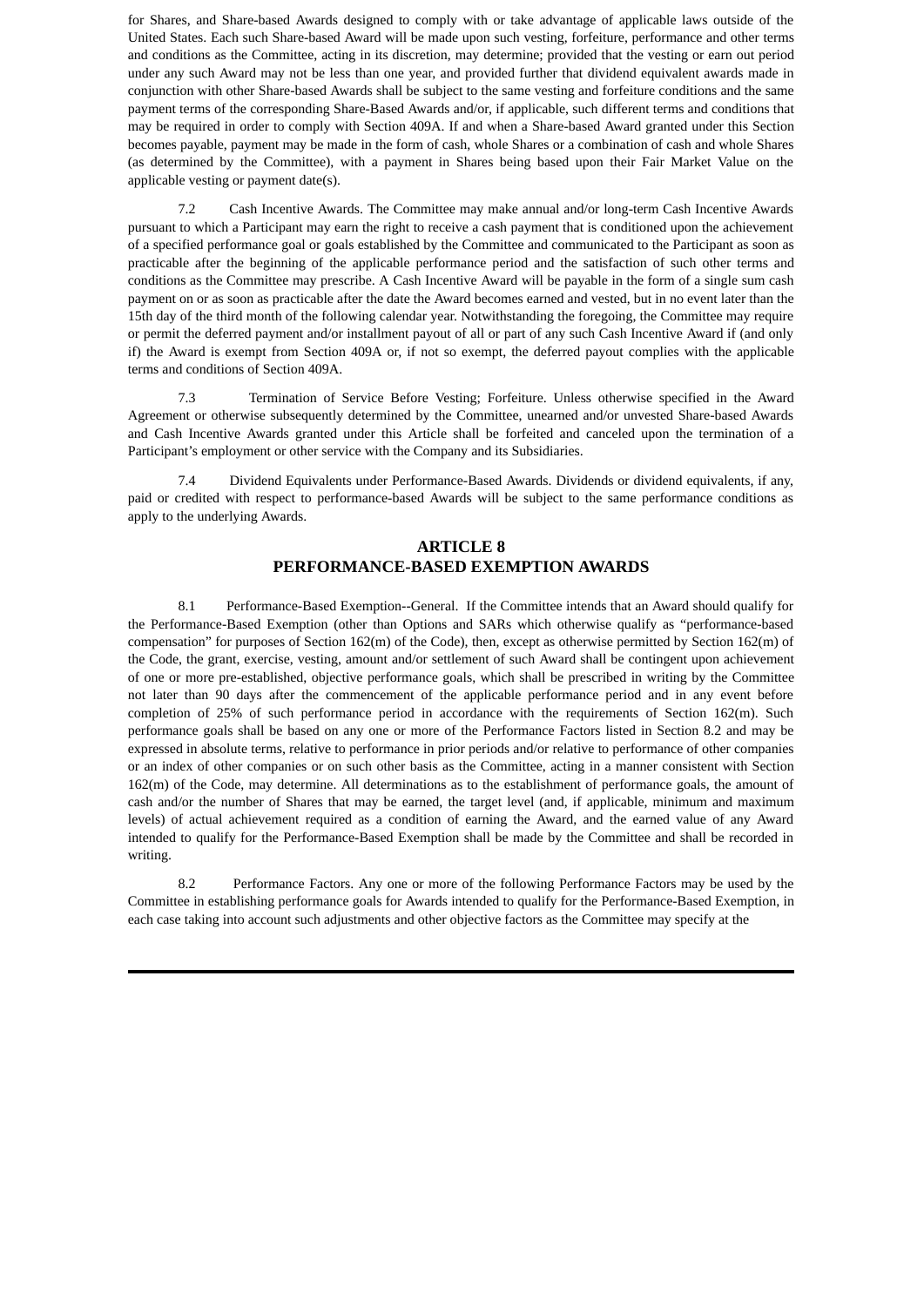for Shares, and Share-based Awards designed to comply with or take advantage of applicable laws outside of the United States. Each such Share-based Award will be made upon such vesting, forfeiture, performance and other terms and conditions as the Committee, acting in its discretion, may determine; provided that the vesting or earn out period under any such Award may not be less than one year, and provided further that dividend equivalent awards made in conjunction with other Share-based Awards shall be subject to the same vesting and forfeiture conditions and the same payment terms of the corresponding Share-Based Awards and/or, if applicable, such different terms and conditions that may be required in order to comply with Section 409A. If and when a Share-based Award granted under this Section becomes payable, payment may be made in the form of cash, whole Shares or a combination of cash and whole Shares (as determined by the Committee), with a payment in Shares being based upon their Fair Market Value on the applicable vesting or payment date(s).

7.2 Cash Incentive Awards. The Committee may make annual and/or long-term Cash Incentive Awards pursuant to which a Participant may earn the right to receive a cash payment that is conditioned upon the achievement of a specified performance goal or goals established by the Committee and communicated to the Participant as soon as practicable after the beginning of the applicable performance period and the satisfaction of such other terms and conditions as the Committee may prescribe. A Cash Incentive Award will be payable in the form of a single sum cash payment on or as soon as practicable after the date the Award becomes earned and vested, but in no event later than the 15th day of the third month of the following calendar year. Notwithstanding the foregoing, the Committee may require or permit the deferred payment and/or installment payout of all or part of any such Cash Incentive Award if (and only if) the Award is exempt from Section 409A or, if not so exempt, the deferred payout complies with the applicable terms and conditions of Section 409A.

7.3 Termination of Service Before Vesting; Forfeiture. Unless otherwise specified in the Award Agreement or otherwise subsequently determined by the Committee, unearned and/or unvested Share-based Awards and Cash Incentive Awards granted under this Article shall be forfeited and canceled upon the termination of a Participant's employment or other service with the Company and its Subsidiaries.

7.4 Dividend Equivalents under Performance-Based Awards. Dividends or dividend equivalents, if any, paid or credited with respect to performance-based Awards will be subject to the same performance conditions as apply to the underlying Awards.

## ARTICLE 8
## PERFORMANCE-BASED EXEMPTION AWARDS

8.1 Performance-Based Exemption--General. If the Committee intends that an Award should qualify for the Performance-Based Exemption (other than Options and SARs which otherwise qualify as "performance-based compensation" for purposes of Section 162(m) of the Code), then, except as otherwise permitted by Section 162(m) of the Code, the grant, exercise, vesting, amount and/or settlement of such Award shall be contingent upon achievement of one or more pre-established, objective performance goals, which shall be prescribed in writing by the Committee not later than 90 days after the commencement of the applicable performance period and in any event before completion of 25% of such performance period in accordance with the requirements of Section 162(m). Such performance goals shall be based on any one or more of the Performance Factors listed in Section 8.2 and may be expressed in absolute terms, relative to performance in prior periods and/or relative to performance of other companies or an index of other companies or on such other basis as the Committee, acting in a manner consistent with Section 162(m) of the Code, may determine. All determinations as to the establishment of performance goals, the amount of cash and/or the number of Shares that may be earned, the target level (and, if applicable, minimum and maximum levels) of actual achievement required as a condition of earning the Award, and the earned value of any Award intended to qualify for the Performance-Based Exemption shall be made by the Committee and shall be recorded in writing.

8.2 Performance Factors. Any one or more of the following Performance Factors may be used by the Committee in establishing performance goals for Awards intended to qualify for the Performance-Based Exemption, in each case taking into account such adjustments and other objective factors as the Committee may specify at the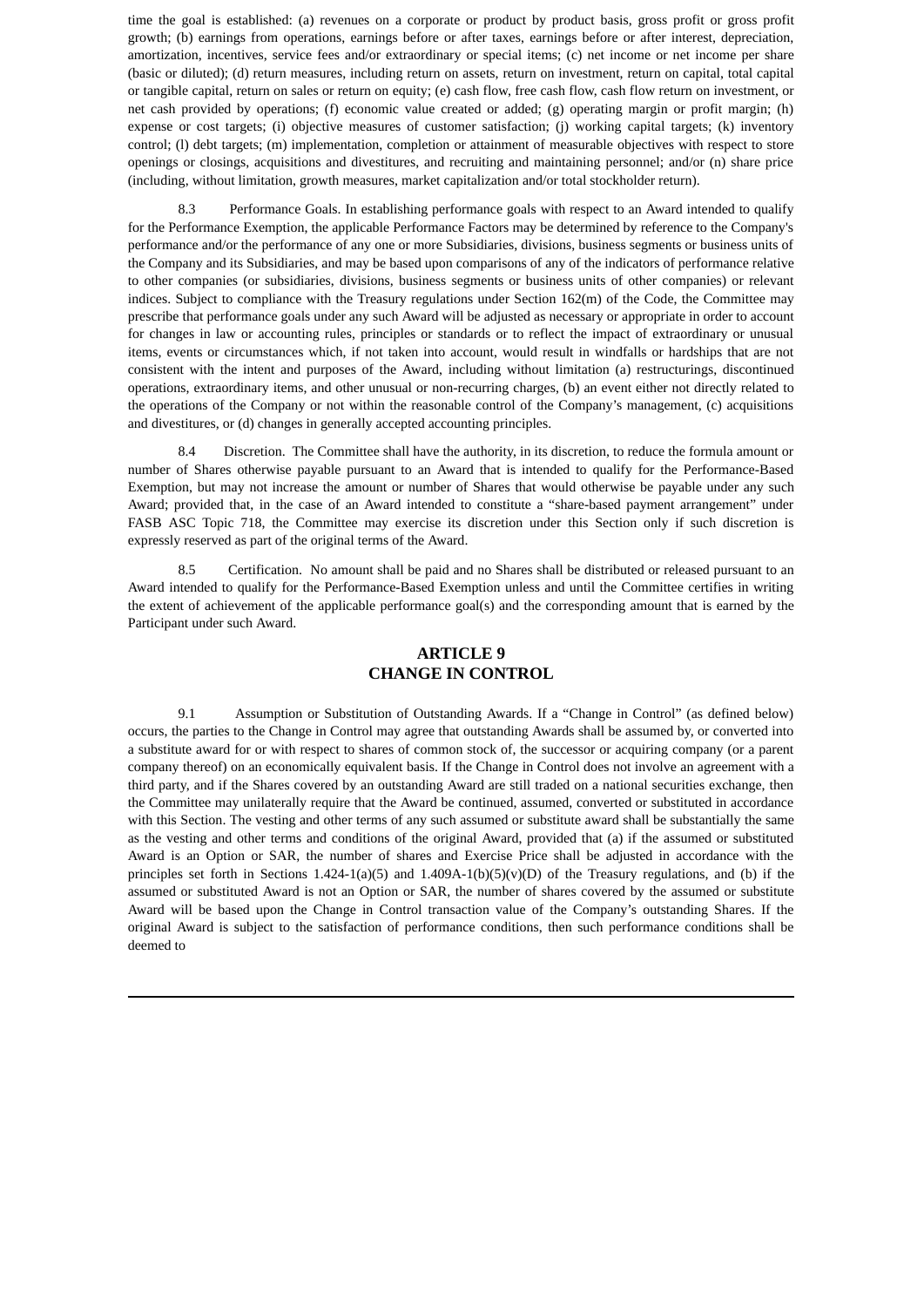time the goal is established: (a) revenues on a corporate or product by product basis, gross profit or gross profit growth; (b) earnings from operations, earnings before or after taxes, earnings before or after interest, depreciation, amortization, incentives, service fees and/or extraordinary or special items; (c) net income or net income per share (basic or diluted); (d) return measures, including return on assets, return on investment, return on capital, total capital or tangible capital, return on sales or return on equity; (e) cash flow, free cash flow, cash flow return on investment, or net cash provided by operations; (f) economic value created or added; (g) operating margin or profit margin; (h) expense or cost targets; (i) objective measures of customer satisfaction; (j) working capital targets; (k) inventory control; (l) debt targets; (m) implementation, completion or attainment of measurable objectives with respect to store openings or closings, acquisitions and divestitures, and recruiting and maintaining personnel; and/or (n) share price (including, without limitation, growth measures, market capitalization and/or total stockholder return).

8.3 Performance Goals. In establishing performance goals with respect to an Award intended to qualify for the Performance Exemption, the applicable Performance Factors may be determined by reference to the Company's performance and/or the performance of any one or more Subsidiaries, divisions, business segments or business units of the Company and its Subsidiaries, and may be based upon comparisons of any of the indicators of performance relative to other companies (or subsidiaries, divisions, business segments or business units of other companies) or relevant indices. Subject to compliance with the Treasury regulations under Section 162(m) of the Code, the Committee may prescribe that performance goals under any such Award will be adjusted as necessary or appropriate in order to account for changes in law or accounting rules, principles or standards or to reflect the impact of extraordinary or unusual items, events or circumstances which, if not taken into account, would result in windfalls or hardships that are not consistent with the intent and purposes of the Award, including without limitation (a) restructurings, discontinued operations, extraordinary items, and other unusual or non-recurring charges, (b) an event either not directly related to the operations of the Company or not within the reasonable control of the Company's management, (c) acquisitions and divestitures, or (d) changes in generally accepted accounting principles.

8.4 Discretion. The Committee shall have the authority, in its discretion, to reduce the formula amount or number of Shares otherwise payable pursuant to an Award that is intended to qualify for the Performance-Based Exemption, but may not increase the amount or number of Shares that would otherwise be payable under any such Award; provided that, in the case of an Award intended to constitute a "share-based payment arrangement" under FASB ASC Topic 718, the Committee may exercise its discretion under this Section only if such discretion is expressly reserved as part of the original terms of the Award.

8.5 Certification. No amount shall be paid and no Shares shall be distributed or released pursuant to an Award intended to qualify for the Performance-Based Exemption unless and until the Committee certifies in writing the extent of achievement of the applicable performance goal(s) and the corresponding amount that is earned by the Participant under such Award.

## ARTICLE 9
## CHANGE IN CONTROL

9.1 Assumption or Substitution of Outstanding Awards. If a "Change in Control" (as defined below) occurs, the parties to the Change in Control may agree that outstanding Awards shall be assumed by, or converted into a substitute award for or with respect to shares of common stock of, the successor or acquiring company (or a parent company thereof) on an economically equivalent basis. If the Change in Control does not involve an agreement with a third party, and if the Shares covered by an outstanding Award are still traded on a national securities exchange, then the Committee may unilaterally require that the Award be continued, assumed, converted or substituted in accordance with this Section. The vesting and other terms of any such assumed or substitute award shall be substantially the same as the vesting and other terms and conditions of the original Award, provided that (a) if the assumed or substituted Award is an Option or SAR, the number of shares and Exercise Price shall be adjusted in accordance with the principles set forth in Sections 1.424-1(a)(5) and 1.409A-1(b)(5)(v)(D) of the Treasury regulations, and (b) if the assumed or substituted Award is not an Option or SAR, the number of shares covered by the assumed or substitute Award will be based upon the Change in Control transaction value of the Company's outstanding Shares. If the original Award is subject to the satisfaction of performance conditions, then such performance conditions shall be deemed to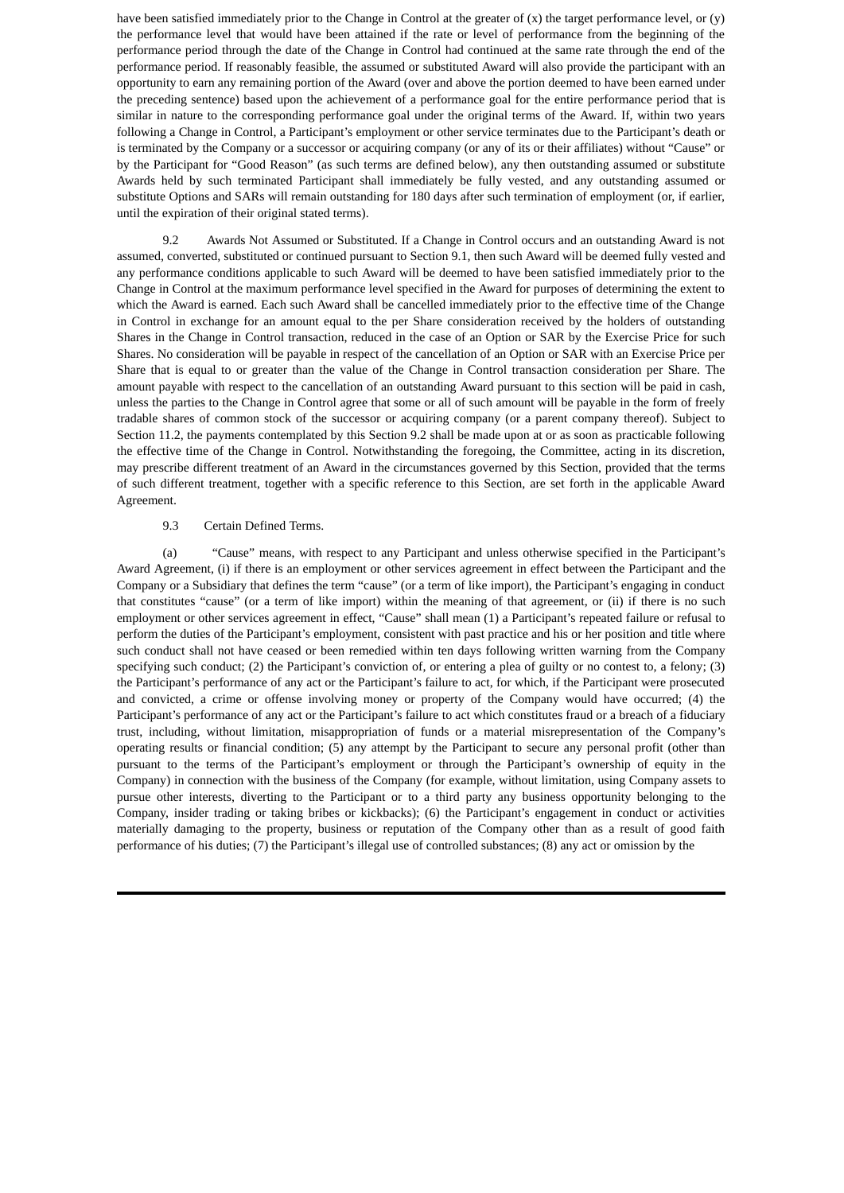have been satisfied immediately prior to the Change in Control at the greater of (x) the target performance level, or (y) the performance level that would have been attained if the rate or level of performance from the beginning of the performance period through the date of the Change in Control had continued at the same rate through the end of the performance period. If reasonably feasible, the assumed or substituted Award will also provide the participant with an opportunity to earn any remaining portion of the Award (over and above the portion deemed to have been earned under the preceding sentence) based upon the achievement of a performance goal for the entire performance period that is similar in nature to the corresponding performance goal under the original terms of the Award. If, within two years following a Change in Control, a Participant's employment or other service terminates due to the Participant's death or is terminated by the Company or a successor or acquiring company (or any of its or their affiliates) without "Cause" or by the Participant for "Good Reason" (as such terms are defined below), any then outstanding assumed or substitute Awards held by such terminated Participant shall immediately be fully vested, and any outstanding assumed or substitute Options and SARs will remain outstanding for 180 days after such termination of employment (or, if earlier, until the expiration of their original stated terms).

9.2 Awards Not Assumed or Substituted. If a Change in Control occurs and an outstanding Award is not assumed, converted, substituted or continued pursuant to Section 9.1, then such Award will be deemed fully vested and any performance conditions applicable to such Award will be deemed to have been satisfied immediately prior to the Change in Control at the maximum performance level specified in the Award for purposes of determining the extent to which the Award is earned. Each such Award shall be cancelled immediately prior to the effective time of the Change in Control in exchange for an amount equal to the per Share consideration received by the holders of outstanding Shares in the Change in Control transaction, reduced in the case of an Option or SAR by the Exercise Price for such Shares. No consideration will be payable in respect of the cancellation of an Option or SAR with an Exercise Price per Share that is equal to or greater than the value of the Change in Control transaction consideration per Share. The amount payable with respect to the cancellation of an outstanding Award pursuant to this section will be paid in cash, unless the parties to the Change in Control agree that some or all of such amount will be payable in the form of freely tradable shares of common stock of the successor or acquiring company (or a parent company thereof). Subject to Section 11.2, the payments contemplated by this Section 9.2 shall be made upon at or as soon as practicable following the effective time of the Change in Control. Notwithstanding the foregoing, the Committee, acting in its discretion, may prescribe different treatment of an Award in the circumstances governed by this Section, provided that the terms of such different treatment, together with a specific reference to this Section, are set forth in the applicable Award Agreement.

9.3 Certain Defined Terms.

(a) "Cause" means, with respect to any Participant and unless otherwise specified in the Participant's Award Agreement, (i) if there is an employment or other services agreement in effect between the Participant and the Company or a Subsidiary that defines the term "cause" (or a term of like import), the Participant's engaging in conduct that constitutes "cause" (or a term of like import) within the meaning of that agreement, or (ii) if there is no such employment or other services agreement in effect, "Cause" shall mean (1) a Participant's repeated failure or refusal to perform the duties of the Participant's employment, consistent with past practice and his or her position and title where such conduct shall not have ceased or been remedied within ten days following written warning from the Company specifying such conduct; (2) the Participant's conviction of, or entering a plea of guilty or no contest to, a felony; (3) the Participant's performance of any act or the Participant's failure to act, for which, if the Participant were prosecuted and convicted, a crime or offense involving money or property of the Company would have occurred; (4) the Participant's performance of any act or the Participant's failure to act which constitutes fraud or a breach of a fiduciary trust, including, without limitation, misappropriation of funds or a material misrepresentation of the Company's operating results or financial condition; (5) any attempt by the Participant to secure any personal profit (other than pursuant to the terms of the Participant's employment or through the Participant's ownership of equity in the Company) in connection with the business of the Company (for example, without limitation, using Company assets to pursue other interests, diverting to the Participant or to a third party any business opportunity belonging to the Company, insider trading or taking bribes or kickbacks); (6) the Participant's engagement in conduct or activities materially damaging to the property, business or reputation of the Company other than as a result of good faith performance of his duties; (7) the Participant's illegal use of controlled substances; (8) any act or omission by the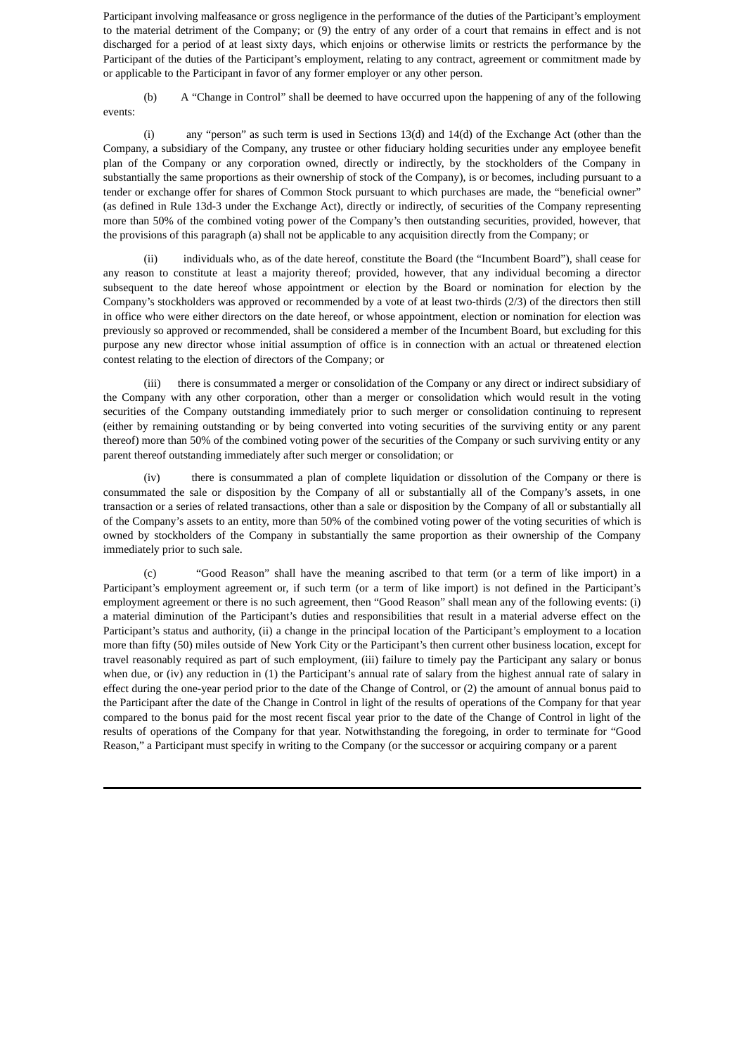Participant involving malfeasance or gross negligence in the performance of the duties of the Participant's employment to the material detriment of the Company; or (9) the entry of any order of a court that remains in effect and is not discharged for a period of at least sixty days, which enjoins or otherwise limits or restricts the performance by the Participant of the duties of the Participant's employment, relating to any contract, agreement or commitment made by or applicable to the Participant in favor of any former employer or any other person.

(b) A "Change in Control" shall be deemed to have occurred upon the happening of any of the following events:

(i) any "person" as such term is used in Sections 13(d) and 14(d) of the Exchange Act (other than the Company, a subsidiary of the Company, any trustee or other fiduciary holding securities under any employee benefit plan of the Company or any corporation owned, directly or indirectly, by the stockholders of the Company in substantially the same proportions as their ownership of stock of the Company), is or becomes, including pursuant to a tender or exchange offer for shares of Common Stock pursuant to which purchases are made, the "beneficial owner" (as defined in Rule 13d-3 under the Exchange Act), directly or indirectly, of securities of the Company representing more than 50% of the combined voting power of the Company's then outstanding securities, provided, however, that the provisions of this paragraph (a) shall not be applicable to any acquisition directly from the Company; or

(ii) individuals who, as of the date hereof, constitute the Board (the "Incumbent Board"), shall cease for any reason to constitute at least a majority thereof; provided, however, that any individual becoming a director subsequent to the date hereof whose appointment or election by the Board or nomination for election by the Company's stockholders was approved or recommended by a vote of at least two-thirds (2/3) of the directors then still in office who were either directors on the date hereof, or whose appointment, election or nomination for election was previously so approved or recommended, shall be considered a member of the Incumbent Board, but excluding for this purpose any new director whose initial assumption of office is in connection with an actual or threatened election contest relating to the election of directors of the Company; or

(iii) there is consummated a merger or consolidation of the Company or any direct or indirect subsidiary of the Company with any other corporation, other than a merger or consolidation which would result in the voting securities of the Company outstanding immediately prior to such merger or consolidation continuing to represent (either by remaining outstanding or by being converted into voting securities of the surviving entity or any parent thereof) more than 50% of the combined voting power of the securities of the Company or such surviving entity or any parent thereof outstanding immediately after such merger or consolidation; or

(iv) there is consummated a plan of complete liquidation or dissolution of the Company or there is consummated the sale or disposition by the Company of all or substantially all of the Company's assets, in one transaction or a series of related transactions, other than a sale or disposition by the Company of all or substantially all of the Company's assets to an entity, more than 50% of the combined voting power of the voting securities of which is owned by stockholders of the Company in substantially the same proportion as their ownership of the Company immediately prior to such sale.

(c) "Good Reason" shall have the meaning ascribed to that term (or a term of like import) in a Participant's employment agreement or, if such term (or a term of like import) is not defined in the Participant's employment agreement or there is no such agreement, then "Good Reason" shall mean any of the following events: (i) a material diminution of the Participant's duties and responsibilities that result in a material adverse effect on the Participant's status and authority, (ii) a change in the principal location of the Participant's employment to a location more than fifty (50) miles outside of New York City or the Participant's then current other business location, except for travel reasonably required as part of such employment, (iii) failure to timely pay the Participant any salary or bonus when due, or (iv) any reduction in (1) the Participant's annual rate of salary from the highest annual rate of salary in effect during the one-year period prior to the date of the Change of Control, or (2) the amount of annual bonus paid to the Participant after the date of the Change in Control in light of the results of operations of the Company for that year compared to the bonus paid for the most recent fiscal year prior to the date of the Change of Control in light of the results of operations of the Company for that year. Notwithstanding the foregoing, in order to terminate for "Good Reason," a Participant must specify in writing to the Company (or the successor or acquiring company or a parent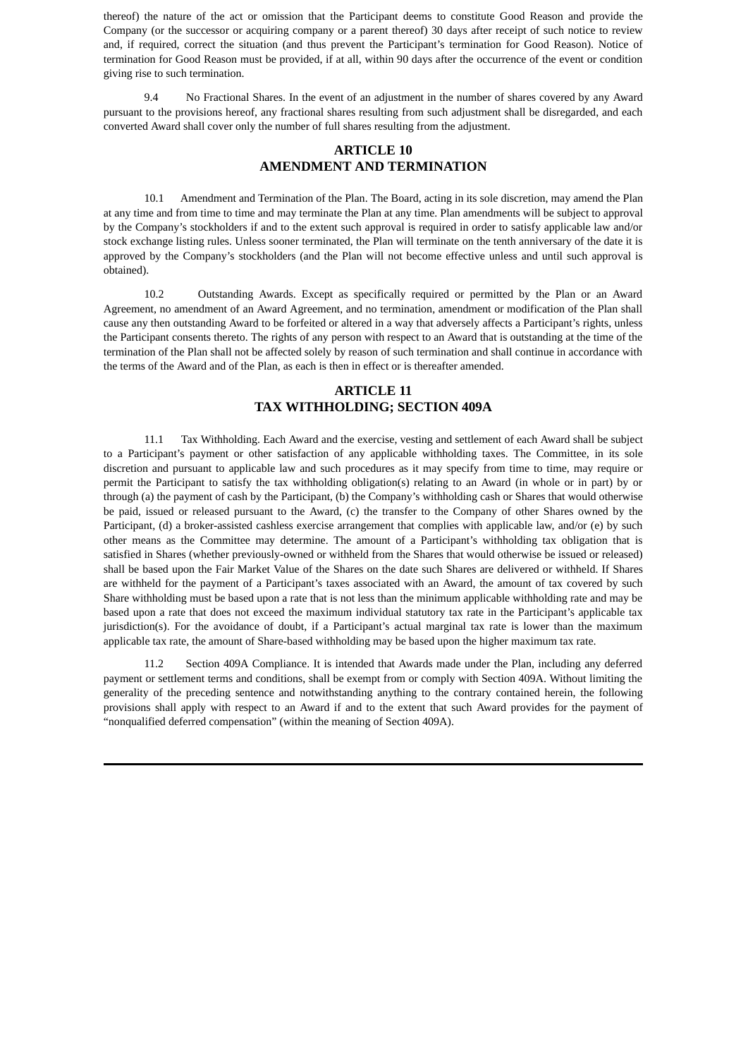thereof) the nature of the act or omission that the Participant deems to constitute Good Reason and provide the Company (or the successor or acquiring company or a parent thereof) 30 days after receipt of such notice to review and, if required, correct the situation (and thus prevent the Participant's termination for Good Reason). Notice of termination for Good Reason must be provided, if at all, within 90 days after the occurrence of the event or condition giving rise to such termination.

9.4 No Fractional Shares. In the event of an adjustment in the number of shares covered by any Award pursuant to the provisions hereof, any fractional shares resulting from such adjustment shall be disregarded, and each converted Award shall cover only the number of full shares resulting from the adjustment.

## ARTICLE 10
## AMENDMENT AND TERMINATION

10.1 Amendment and Termination of the Plan. The Board, acting in its sole discretion, may amend the Plan at any time and from time to time and may terminate the Plan at any time. Plan amendments will be subject to approval by the Company's stockholders if and to the extent such approval is required in order to satisfy applicable law and/or stock exchange listing rules. Unless sooner terminated, the Plan will terminate on the tenth anniversary of the date it is approved by the Company's stockholders (and the Plan will not become effective unless and until such approval is obtained).

10.2 Outstanding Awards. Except as specifically required or permitted by the Plan or an Award Agreement, no amendment of an Award Agreement, and no termination, amendment or modification of the Plan shall cause any then outstanding Award to be forfeited or altered in a way that adversely affects a Participant's rights, unless the Participant consents thereto. The rights of any person with respect to an Award that is outstanding at the time of the termination of the Plan shall not be affected solely by reason of such termination and shall continue in accordance with the terms of the Award and of the Plan, as each is then in effect or is thereafter amended.

## ARTICLE 11
## TAX WITHHOLDING; SECTION 409A

11.1 Tax Withholding. Each Award and the exercise, vesting and settlement of each Award shall be subject to a Participant's payment or other satisfaction of any applicable withholding taxes. The Committee, in its sole discretion and pursuant to applicable law and such procedures as it may specify from time to time, may require or permit the Participant to satisfy the tax withholding obligation(s) relating to an Award (in whole or in part) by or through (a) the payment of cash by the Participant, (b) the Company's withholding cash or Shares that would otherwise be paid, issued or released pursuant to the Award, (c) the transfer to the Company of other Shares owned by the Participant, (d) a broker-assisted cashless exercise arrangement that complies with applicable law, and/or (e) by such other means as the Committee may determine. The amount of a Participant's withholding tax obligation that is satisfied in Shares (whether previously-owned or withheld from the Shares that would otherwise be issued or released) shall be based upon the Fair Market Value of the Shares on the date such Shares are delivered or withheld. If Shares are withheld for the payment of a Participant's taxes associated with an Award, the amount of tax covered by such Share withholding must be based upon a rate that is not less than the minimum applicable withholding rate and may be based upon a rate that does not exceed the maximum individual statutory tax rate in the Participant's applicable tax jurisdiction(s). For the avoidance of doubt, if a Participant's actual marginal tax rate is lower than the maximum applicable tax rate, the amount of Share-based withholding may be based upon the higher maximum tax rate.

11.2 Section 409A Compliance. It is intended that Awards made under the Plan, including any deferred payment or settlement terms and conditions, shall be exempt from or comply with Section 409A. Without limiting the generality of the preceding sentence and notwithstanding anything to the contrary contained herein, the following provisions shall apply with respect to an Award if and to the extent that such Award provides for the payment of "nonqualified deferred compensation" (within the meaning of Section 409A).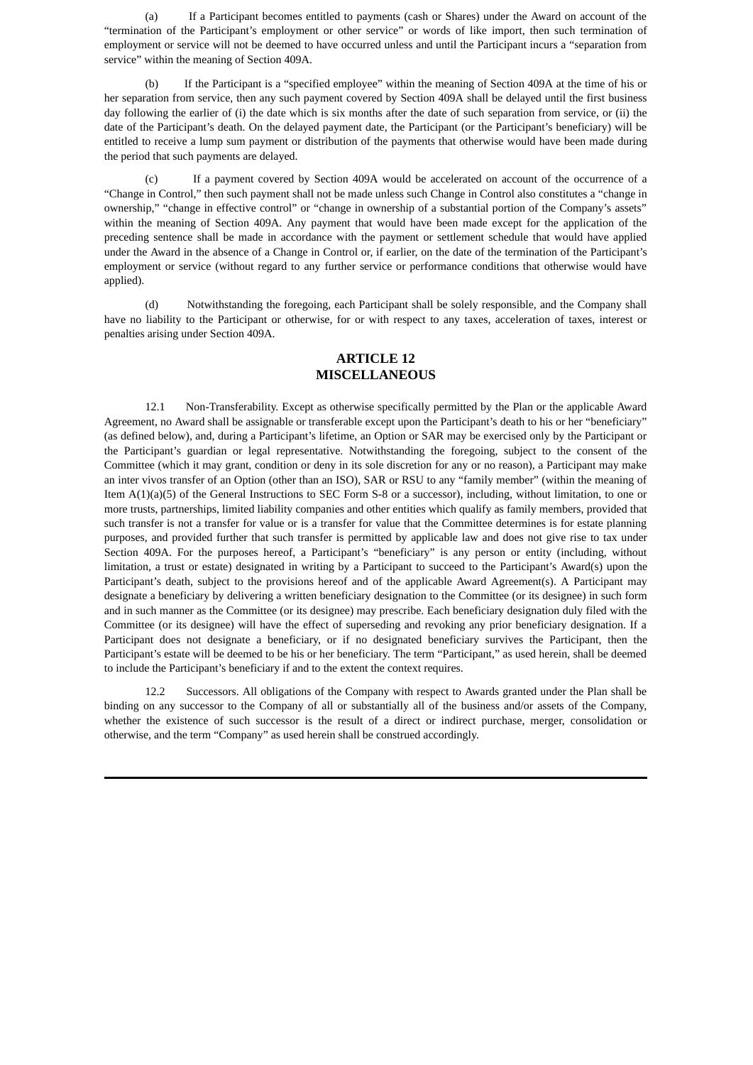(a) If a Participant becomes entitled to payments (cash or Shares) under the Award on account of the "termination of the Participant's employment or other service" or words of like import, then such termination of employment or service will not be deemed to have occurred unless and until the Participant incurs a "separation from service" within the meaning of Section 409A.

(b) If the Participant is a "specified employee" within the meaning of Section 409A at the time of his or her separation from service, then any such payment covered by Section 409A shall be delayed until the first business day following the earlier of (i) the date which is six months after the date of such separation from service, or (ii) the date of the Participant's death. On the delayed payment date, the Participant (or the Participant's beneficiary) will be entitled to receive a lump sum payment or distribution of the payments that otherwise would have been made during the period that such payments are delayed.

(c) If a payment covered by Section 409A would be accelerated on account of the occurrence of a "Change in Control," then such payment shall not be made unless such Change in Control also constitutes a "change in ownership," "change in effective control" or "change in ownership of a substantial portion of the Company's assets" within the meaning of Section 409A. Any payment that would have been made except for the application of the preceding sentence shall be made in accordance with the payment or settlement schedule that would have applied under the Award in the absence of a Change in Control or, if earlier, on the date of the termination of the Participant's employment or service (without regard to any further service or performance conditions that otherwise would have applied).

(d) Notwithstanding the foregoing, each Participant shall be solely responsible, and the Company shall have no liability to the Participant or otherwise, for or with respect to any taxes, acceleration of taxes, interest or penalties arising under Section 409A.

## ARTICLE 12
## MISCELLANEOUS

12.1 Non-Transferability. Except as otherwise specifically permitted by the Plan or the applicable Award Agreement, no Award shall be assignable or transferable except upon the Participant's death to his or her "beneficiary" (as defined below), and, during a Participant's lifetime, an Option or SAR may be exercised only by the Participant or the Participant's guardian or legal representative. Notwithstanding the foregoing, subject to the consent of the Committee (which it may grant, condition or deny in its sole discretion for any or no reason), a Participant may make an inter vivos transfer of an Option (other than an ISO), SAR or RSU to any "family member" (within the meaning of Item A(1)(a)(5) of the General Instructions to SEC Form S-8 or a successor), including, without limitation, to one or more trusts, partnerships, limited liability companies and other entities which qualify as family members, provided that such transfer is not a transfer for value or is a transfer for value that the Committee determines is for estate planning purposes, and provided further that such transfer is permitted by applicable law and does not give rise to tax under Section 409A. For the purposes hereof, a Participant's "beneficiary" is any person or entity (including, without limitation, a trust or estate) designated in writing by a Participant to succeed to the Participant's Award(s) upon the Participant's death, subject to the provisions hereof and of the applicable Award Agreement(s). A Participant may designate a beneficiary by delivering a written beneficiary designation to the Committee (or its designee) in such form and in such manner as the Committee (or its designee) may prescribe. Each beneficiary designation duly filed with the Committee (or its designee) will have the effect of superseding and revoking any prior beneficiary designation. If a Participant does not designate a beneficiary, or if no designated beneficiary survives the Participant, then the Participant's estate will be deemed to be his or her beneficiary. The term "Participant," as used herein, shall be deemed to include the Participant's beneficiary if and to the extent the context requires.

12.2 Successors. All obligations of the Company with respect to Awards granted under the Plan shall be binding on any successor to the Company of all or substantially all of the business and/or assets of the Company, whether the existence of such successor is the result of a direct or indirect purchase, merger, consolidation or otherwise, and the term "Company" as used herein shall be construed accordingly.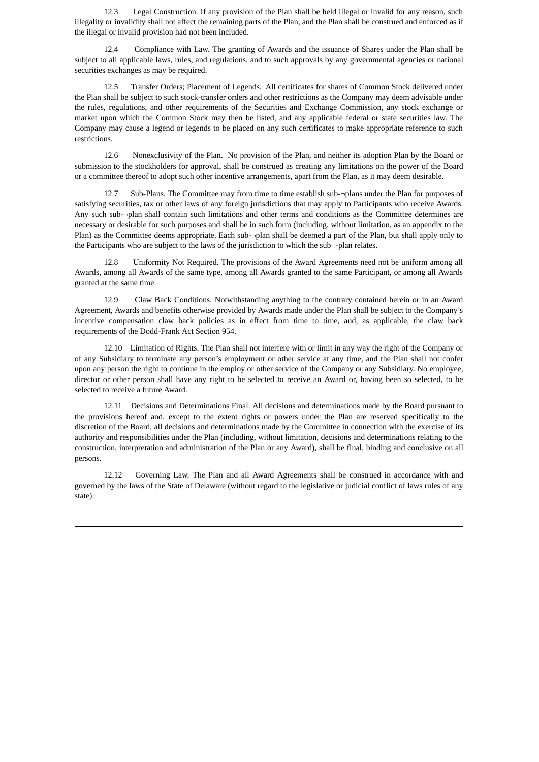12.3 Legal Construction. If any provision of the Plan shall be held illegal or invalid for any reason, such illegality or invalidity shall not affect the remaining parts of the Plan, and the Plan shall be construed and enforced as if the illegal or invalid provision had not been included.

12.4 Compliance with Law. The granting of Awards and the issuance of Shares under the Plan shall be subject to all applicable laws, rules, and regulations, and to such approvals by any governmental agencies or national securities exchanges as may be required.

12.5 Transfer Orders; Placement of Legends. All certificates for shares of Common Stock delivered under the Plan shall be subject to such stock-transfer orders and other restrictions as the Company may deem advisable under the rules, regulations, and other requirements of the Securities and Exchange Commission, any stock exchange or market upon which the Common Stock may then be listed, and any applicable federal or state securities law. The Company may cause a legend or legends to be placed on any such certificates to make appropriate reference to such restrictions.

12.6 Nonexclusivity of the Plan. No provision of the Plan, and neither its adoption Plan by the Board or submission to the stockholders for approval, shall be construed as creating any limitations on the power of the Board or a committee thereof to adopt such other incentive arrangements, apart from the Plan, as it may deem desirable.

12.7 Sub-Plans. The Committee may from time to time establish sub-¬plans under the Plan for purposes of satisfying securities, tax or other laws of any foreign jurisdictions that may apply to Participants who receive Awards. Any such sub-¬plan shall contain such limitations and other terms and conditions as the Committee determines are necessary or desirable for such purposes and shall be in such form (including, without limitation, as an appendix to the Plan) as the Committee deems appropriate. Each sub-¬plan shall be deemed a part of the Plan, but shall apply only to the Participants who are subject to the laws of the jurisdiction to which the sub¬-plan relates.

12.8 Uniformity Not Required. The provisions of the Award Agreements need not be uniform among all Awards, among all Awards of the same type, among all Awards granted to the same Participant, or among all Awards granted at the same time.

12.9 Claw Back Conditions. Notwithstanding anything to the contrary contained herein or in an Award Agreement, Awards and benefits otherwise provided by Awards made under the Plan shall be subject to the Company's incentive compensation claw back policies as in effect from time to time, and, as applicable, the claw back requirements of the Dodd-Frank Act Section 954.

12.10 Limitation of Rights. The Plan shall not interfere with or limit in any way the right of the Company or of any Subsidiary to terminate any person's employment or other service at any time, and the Plan shall not confer upon any person the right to continue in the employ or other service of the Company or any Subsidiary. No employee, director or other person shall have any right to be selected to receive an Award or, having been so selected, to be selected to receive a future Award.

12.11 Decisions and Determinations Final. All decisions and determinations made by the Board pursuant to the provisions hereof and, except to the extent rights or powers under the Plan are reserved specifically to the discretion of the Board, all decisions and determinations made by the Committee in connection with the exercise of its authority and responsibilities under the Plan (including, without limitation, decisions and determinations relating to the construction, interpretation and administration of the Plan or any Award), shall be final, binding and conclusive on all persons.

12.12 Governing Law. The Plan and all Award Agreements shall be construed in accordance with and governed by the laws of the State of Delaware (without regard to the legislative or judicial conflict of laws rules of any state).